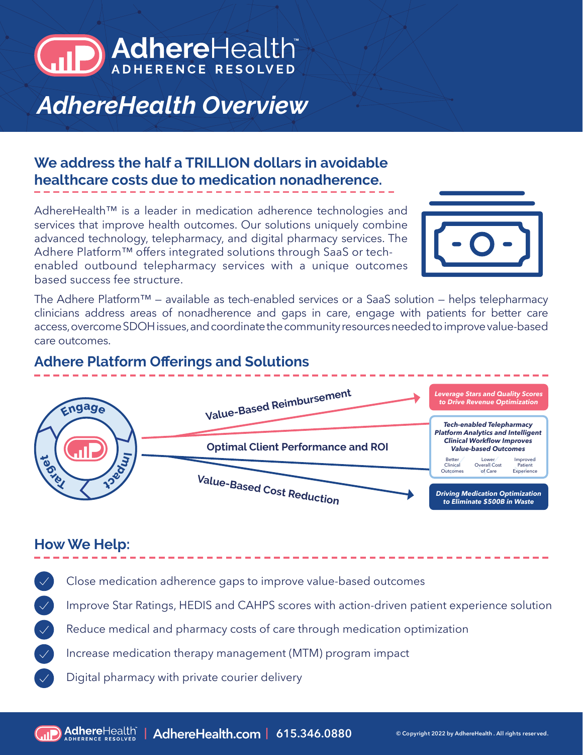# AdhereHealth™

ADHERENCE RESOLVED

# AdhereHealth Overview

## We address the half a TRILLION dollars in avoidable healthcare costs due to medication nonadherence.

AdhereHealth™ is a leader in medication adherence technologies and services that improve health outcomes. Our solutions uniquely combine advanced technology, telepharmacy, and digital pharmacy services. The Adhere Platform™ offers integrated solutions through SaaS or tech-enabled outbound telepharmacy services with a unique outcomes based success fee structure.

The Adhere Platform™ – available as tech-enabled services or a SaaS solution – helps telepharmacy clinicians address areas of nonadherence and gaps in care, engage with patients for better care access, overcome SDOH issues, and coordinate the community resources needed to improve value-based care outcomes.

## Adhere Platform Offerings and Solutions

Engage · Impact · Target

**Value-Based Reimbursement** → *Leverage Stars and Quality Scores to Drive Revenue Optimization*

**Optimal Client Performance and ROI** → *Tech-enabled Telepharmacy Platform Analytics and Intelligent Clinical Workflow Improves Value-based Outcomes*

- Better Clinical Outcomes
- Lower Overall Cost of Care
- Improved Patient Experience

**Value-Based Cost Reduction** → *Driving Medication Optimization to Eliminate $500B in Waste*

## How We Help:

- Close medication adherence gaps to improve value-based outcomes
- Improve Star Ratings, HEDIS and CAHPS scores with action-driven patient experience solution
- Reduce medical and pharmacy costs of care through medication optimization
- Increase medication therapy management (MTM) program impact
- Digital pharmacy with private courier delivery

AdhereHealth | AdhereHealth.com | 615.346.0880

© Copyright 2022 by AdhereHealth . All rights reserved.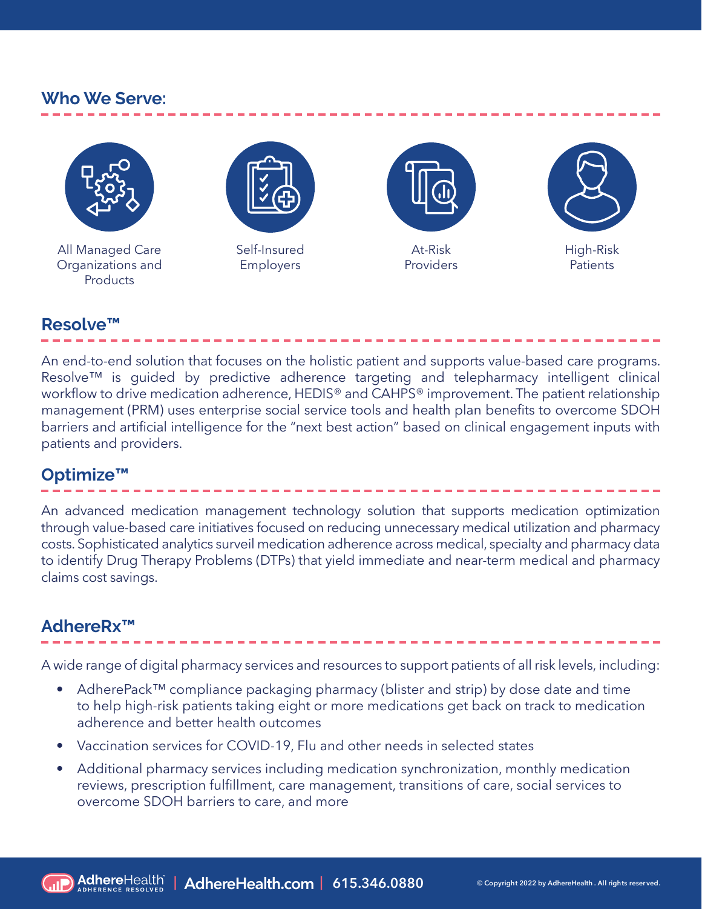## Who We Serve:

- All Managed Care Organizations and Products
- Self-Insured Employers
- At-Risk Providers
- High-Risk Patients

## Resolve™

An end-to-end solution that focuses on the holistic patient and supports value-based care programs. Resolve™ is guided by predictive adherence targeting and telepharmacy intelligent clinical workflow to drive medication adherence, HEDIS® and CAHPS® improvement. The patient relationship management (PRM) uses enterprise social service tools and health plan benefits to overcome SDOH barriers and artificial intelligence for the "next best action" based on clinical engagement inputs with patients and providers.

## Optimize™

An advanced medication management technology solution that supports medication optimization through value-based care initiatives focused on reducing unnecessary medical utilization and pharmacy costs. Sophisticated analytics surveil medication adherence across medical, specialty and pharmacy data to identify Drug Therapy Problems (DTPs) that yield immediate and near-term medical and pharmacy claims cost savings.

## AdhereRx™

A wide range of digital pharmacy services and resources to support patients of all risk levels, including:

- AdherePack™ compliance packaging pharmacy (blister and strip) by dose date and time to help high-risk patients taking eight or more medications get back on track to medication adherence and better health outcomes
- Vaccination services for COVID-19, Flu and other needs in selected states
- Additional pharmacy services including medication synchronization, monthly medication reviews, prescription fulfillment, care management, transitions of care, social services to overcome SDOH barriers to care, and more

AdhereHealth ADHERENCE RESOLVED | AdhereHealth.com | 615.346.0880

© Copyright 2022 by AdhereHealth . All rights reserved.